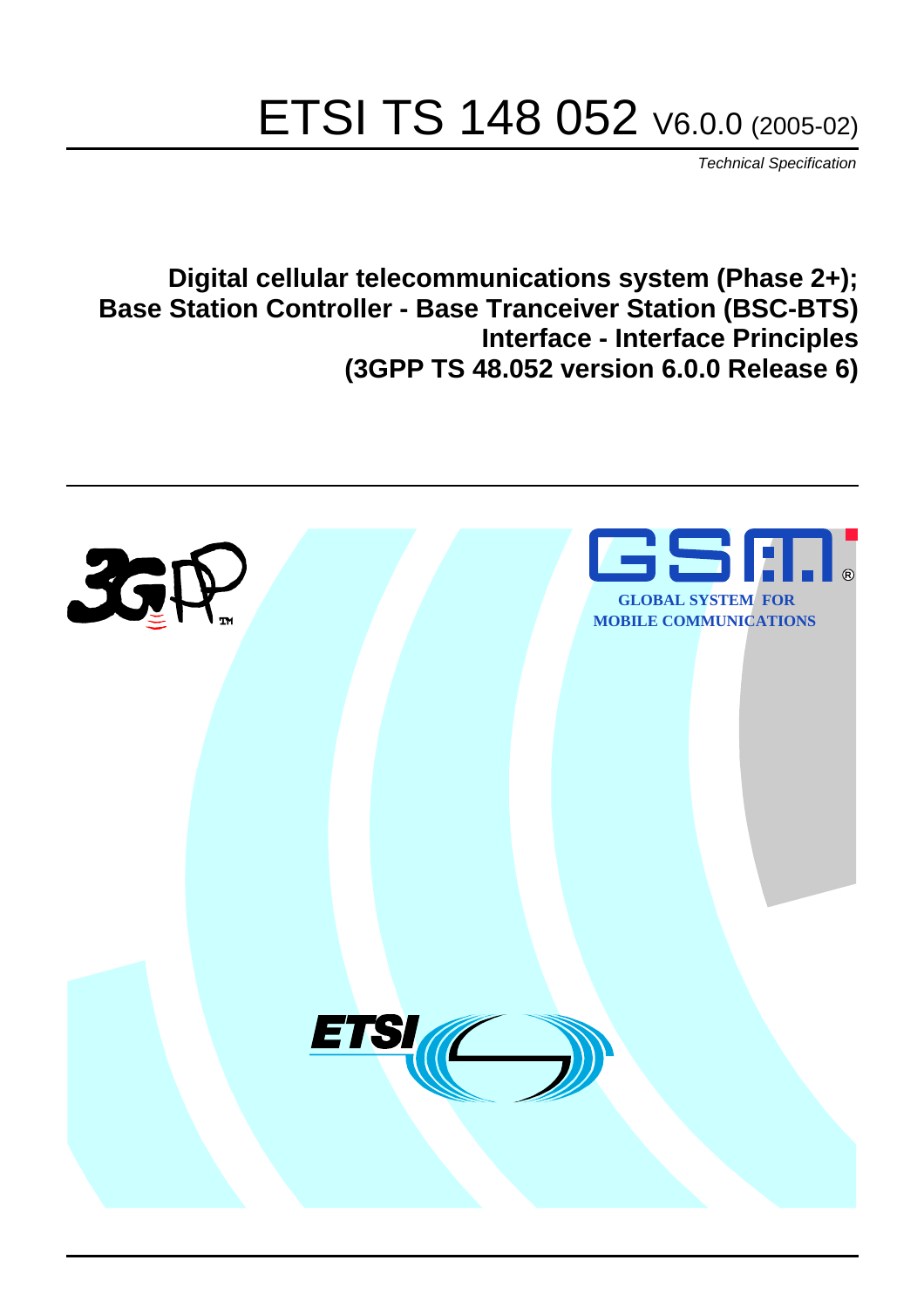# ETSI TS 148 052 V6.0.0 (2005-02)

*Technical Specification*

**Digital cellular telecommunications system (Phase 2+); Base Station Controller - Base Tranceiver Station (BSC-BTS) Interface - Interface Principles (3GPP TS 48.052 version 6.0.0 Release 6)**

GLOBAL SYSTEM FOR MOBILE COMMUNICATIONS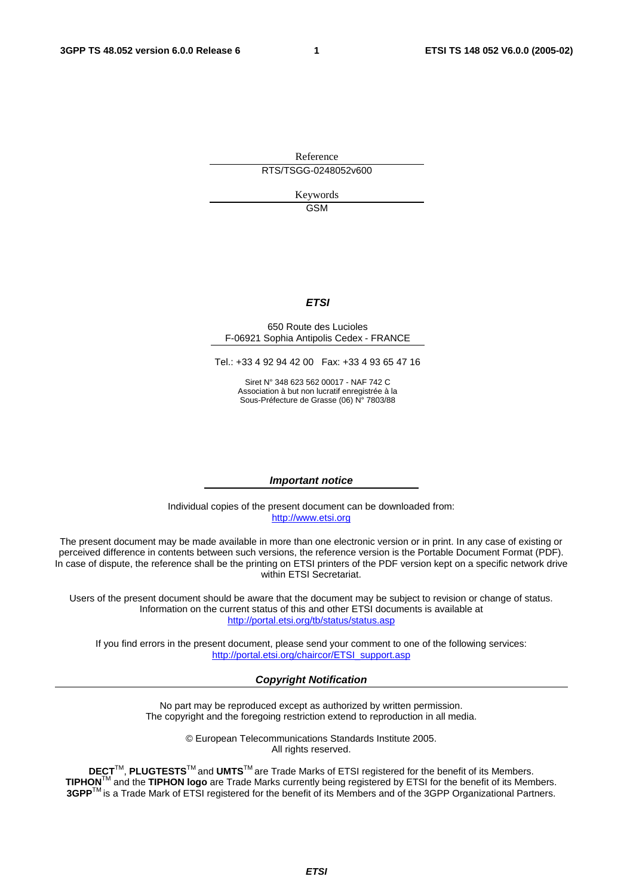Reference

RTS/TSGG-0248052v600

Keywords

GSM

***ETSI***

650 Route des Lucioles
F-06921 Sophia Antipolis Cedex - FRANCE

Tel.: +33 4 92 94 42 00 Fax: +33 4 93 65 47 16

Siret N° 348 623 562 00017 - NAF 742 C
Association à but non lucratif enregistrée à la
Sous-Préfecture de Grasse (06) N° 7803/88

***Important notice***

Individual copies of the present document can be downloaded from:
http://www.etsi.org

The present document may be made available in more than one electronic version or in print. In any case of existing or perceived difference in contents between such versions, the reference version is the Portable Document Format (PDF). In case of dispute, the reference shall be the printing on ETSI printers of the PDF version kept on a specific network drive within ETSI Secretariat.

Users of the present document should be aware that the document may be subject to revision or change of status. Information on the current status of this and other ETSI documents is available at
http://portal.etsi.org/tb/status/status.asp

If you find errors in the present document, please send your comment to one of the following services:
http://portal.etsi.org/chaircor/ETSI_support.asp

***Copyright Notification***

No part may be reproduced except as authorized by written permission.
The copyright and the foregoing restriction extend to reproduction in all media.

© European Telecommunications Standards Institute 2005.
All rights reserved.

**DECT**TM, **PLUGTESTS**TM and **UMTS**TM are Trade Marks of ETSI registered for the benefit of its Members.
**TIPHON**TM and the **TIPHON logo** are Trade Marks currently being registered by ETSI for the benefit of its Members.
**3GPP**TM is a Trade Mark of ETSI registered for the benefit of its Members and of the 3GPP Organizational Partners.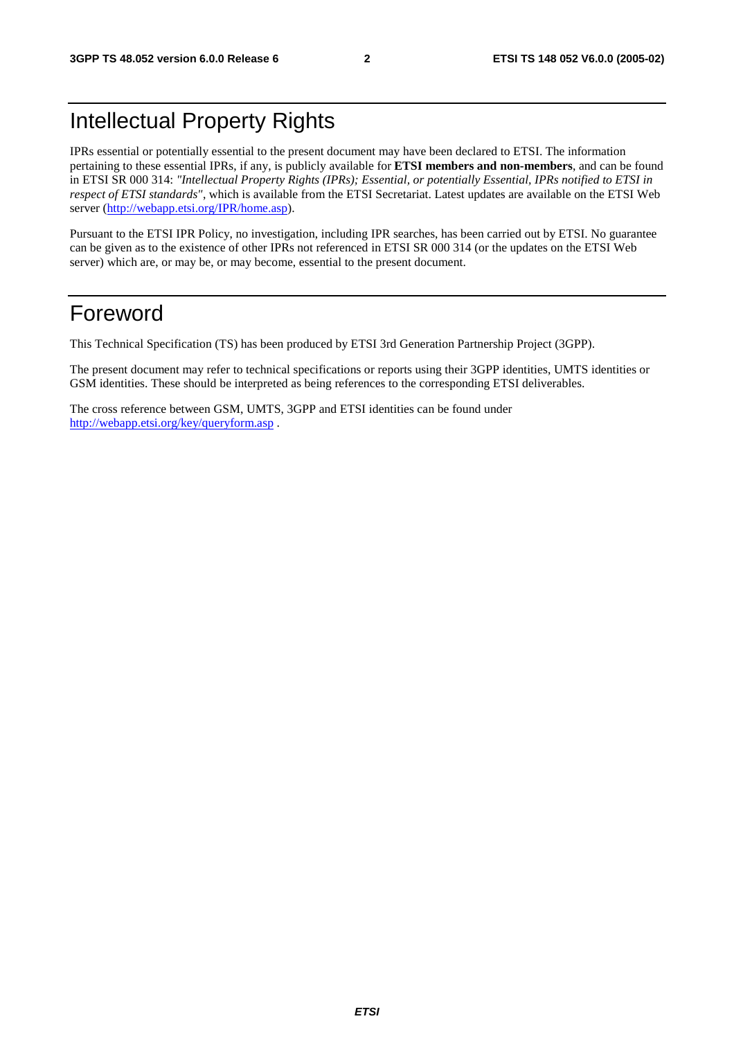# Intellectual Property Rights

IPRs essential or potentially essential to the present document may have been declared to ETSI. The information pertaining to these essential IPRs, if any, is publicly available for **ETSI members and non-members**, and can be found in ETSI SR 000 314: *"Intellectual Property Rights (IPRs); Essential, or potentially Essential, IPRs notified to ETSI in respect of ETSI standards"*, which is available from the ETSI Secretariat. Latest updates are available on the ETSI Web server (http://webapp.etsi.org/IPR/home.asp).

Pursuant to the ETSI IPR Policy, no investigation, including IPR searches, has been carried out by ETSI. No guarantee can be given as to the existence of other IPRs not referenced in ETSI SR 000 314 (or the updates on the ETSI Web server) which are, or may be, or may become, essential to the present document.

# Foreword

This Technical Specification (TS) has been produced by ETSI 3rd Generation Partnership Project (3GPP).

The present document may refer to technical specifications or reports using their 3GPP identities, UMTS identities or GSM identities. These should be interpreted as being references to the corresponding ETSI deliverables.

The cross reference between GSM, UMTS, 3GPP and ETSI identities can be found under http://webapp.etsi.org/key/queryform.asp .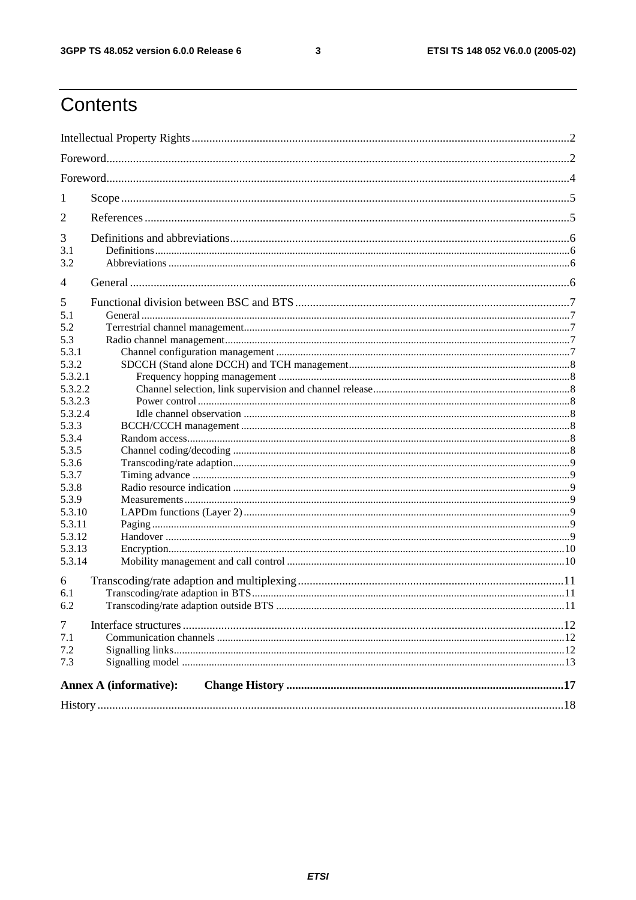# Contents

Intellectual Property Rights....2
Foreword....2
Foreword....4

1 Scope....5

2 References....5

3 Definitions and abbreviations....6
3.1 Definitions....6
3.2 Abbreviations....6

4 General....6

5 Functional division between BSC and BTS....7
5.1 General....7
5.2 Terrestrial channel management....7
5.3 Radio channel management....7
5.3.1 Channel configuration management....7
5.3.2 SDCCH (Stand alone DCCH) and TCH management....8
5.3.2.1 Frequency hopping management....8
5.3.2.2 Channel selection, link supervision and channel release....8
5.3.2.3 Power control....8
5.3.2.4 Idle channel observation....8
5.3.3 BCCH/CCCH management....8
5.3.4 Random access....8
5.3.5 Channel coding/decoding....8
5.3.6 Transcoding/rate adaption....9
5.3.7 Timing advance....9
5.3.8 Radio resource indication....9
5.3.9 Measurements....9
5.3.10 LAPDm functions (Layer 2)....9
5.3.11 Paging....9
5.3.12 Handover....9
5.3.13 Encryption....10
5.3.14 Mobility management and call control....10

6 Transcoding/rate adaption and multiplexing....11
6.1 Transcoding/rate adaption in BTS....11
6.2 Transcoding/rate adaption outside BTS....11

7 Interface structures....12
7.1 Communication channels....12
7.2 Signalling links....12
7.3 Signalling model....13

**Annex A (informative): Change History....17**

History....18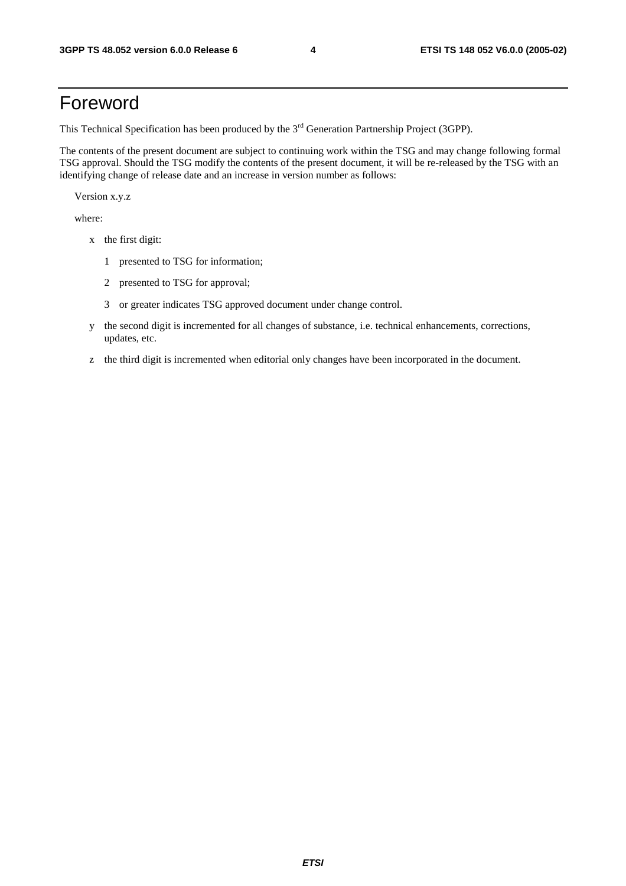# Foreword

This Technical Specification has been produced by the 3rd Generation Partnership Project (3GPP).

The contents of the present document are subject to continuing work within the TSG and may change following formal TSG approval. Should the TSG modify the contents of the present document, it will be re-released by the TSG with an identifying change of release date and an increase in version number as follows:

Version x.y.z

where:

- x the first digit:
  - 1 presented to TSG for information;
  - 2 presented to TSG for approval;
  - 3 or greater indicates TSG approved document under change control.
- y the second digit is incremented for all changes of substance, i.e. technical enhancements, corrections, updates, etc.
- z the third digit is incremented when editorial only changes have been incorporated in the document.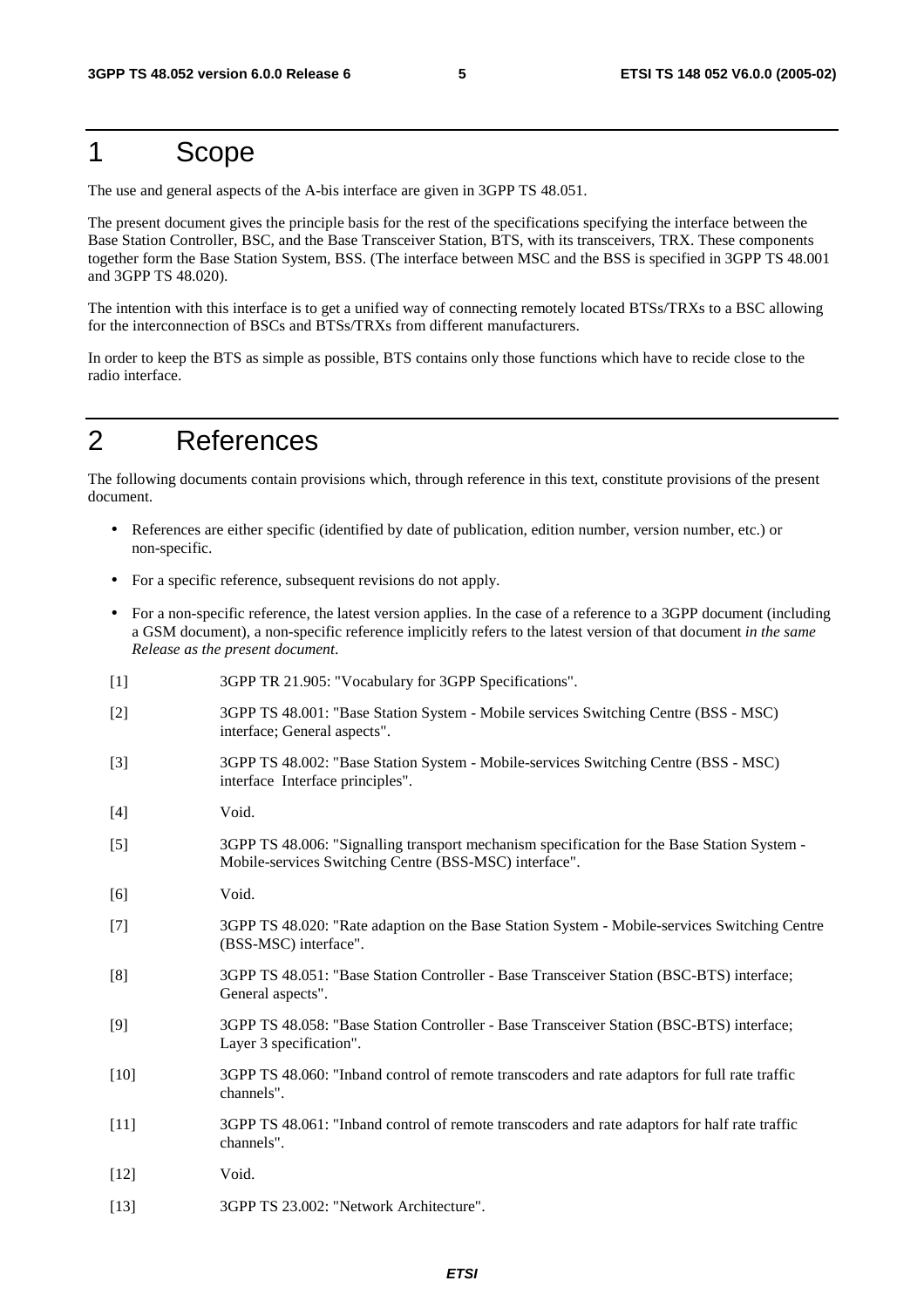# 1 Scope

The use and general aspects of the A-bis interface are given in 3GPP TS 48.051.

The present document gives the principle basis for the rest of the specifications specifying the interface between the Base Station Controller, BSC, and the Base Transceiver Station, BTS, with its transceivers, TRX. These components together form the Base Station System, BSS. (The interface between MSC and the BSS is specified in 3GPP TS 48.001 and 3GPP TS 48.020).

The intention with this interface is to get a unified way of connecting remotely located BTSs/TRXs to a BSC allowing for the interconnection of BSCs and BTSs/TRXs from different manufacturers.

In order to keep the BTS as simple as possible, BTS contains only those functions which have to recide close to the radio interface.

# 2 References

The following documents contain provisions which, through reference in this text, constitute provisions of the present document.

- References are either specific (identified by date of publication, edition number, version number, etc.) or non-specific.
- For a specific reference, subsequent revisions do not apply.
- For a non-specific reference, the latest version applies. In the case of a reference to a 3GPP document (including a GSM document), a non-specific reference implicitly refers to the latest version of that document *in the same Release as the present document*.

[1] 3GPP TR 21.905: "Vocabulary for 3GPP Specifications".

[2] 3GPP TS 48.001: "Base Station System - Mobile services Switching Centre (BSS - MSC) interface; General aspects".

[3] 3GPP TS 48.002: "Base Station System - Mobile-services Switching Centre (BSS - MSC) interface Interface principles".

[4] Void.

[5] 3GPP TS 48.006: "Signalling transport mechanism specification for the Base Station System - Mobile-services Switching Centre (BSS-MSC) interface".

[6] Void.

[7] 3GPP TS 48.020: "Rate adaption on the Base Station System - Mobile-services Switching Centre (BSS-MSC) interface".

[8] 3GPP TS 48.051: "Base Station Controller - Base Transceiver Station (BSC-BTS) interface; General aspects".

[9] 3GPP TS 48.058: "Base Station Controller - Base Transceiver Station (BSC-BTS) interface; Layer 3 specification".

[10] 3GPP TS 48.060: "Inband control of remote transcoders and rate adaptors for full rate traffic channels".

[11] 3GPP TS 48.061: "Inband control of remote transcoders and rate adaptors for half rate traffic channels".

[12] Void.

[13] 3GPP TS 23.002: "Network Architecture".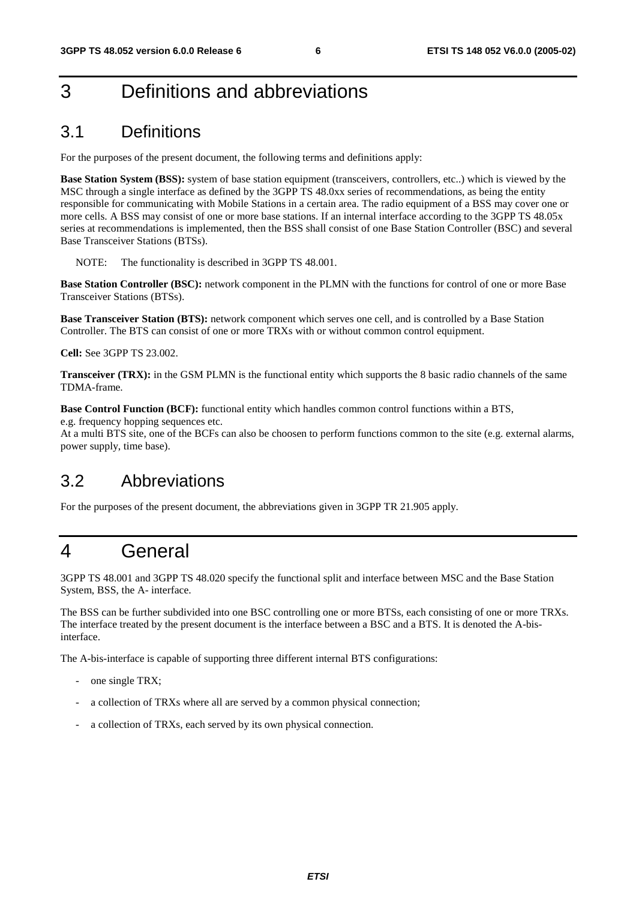# 3 Definitions and abbreviations

## 3.1 Definitions

For the purposes of the present document, the following terms and definitions apply:

**Base Station System (BSS):** system of base station equipment (transceivers, controllers, etc..) which is viewed by the MSC through a single interface as defined by the 3GPP TS 48.0xx series of recommendations, as being the entity responsible for communicating with Mobile Stations in a certain area. The radio equipment of a BSS may cover one or more cells. A BSS may consist of one or more base stations. If an internal interface according to the 3GPP TS 48.05x series at recommendations is implemented, then the BSS shall consist of one Base Station Controller (BSC) and several Base Transceiver Stations (BTSs).

NOTE: The functionality is described in 3GPP TS 48.001.

**Base Station Controller (BSC):** network component in the PLMN with the functions for control of one or more Base Transceiver Stations (BTSs).

**Base Transceiver Station (BTS):** network component which serves one cell, and is controlled by a Base Station Controller. The BTS can consist of one or more TRXs with or without common control equipment.

**Cell:** See 3GPP TS 23.002.

**Transceiver (TRX):** in the GSM PLMN is the functional entity which supports the 8 basic radio channels of the same TDMA-frame.

**Base Control Function (BCF):** functional entity which handles common control functions within a BTS, e.g. frequency hopping sequences etc.
At a multi BTS site, one of the BCFs can also be choosen to perform functions common to the site (e.g. external alarms, power supply, time base).

## 3.2 Abbreviations

For the purposes of the present document, the abbreviations given in 3GPP TR 21.905 apply.

# 4 General

3GPP TS 48.001 and 3GPP TS 48.020 specify the functional split and interface between MSC and the Base Station System, BSS, the A- interface.

The BSS can be further subdivided into one BSC controlling one or more BTSs, each consisting of one or more TRXs. The interface treated by the present document is the interface between a BSC and a BTS. It is denoted the A-bis-interface.

The A-bis-interface is capable of supporting three different internal BTS configurations:

- one single TRX;
- a collection of TRXs where all are served by a common physical connection;
- a collection of TRXs, each served by its own physical connection.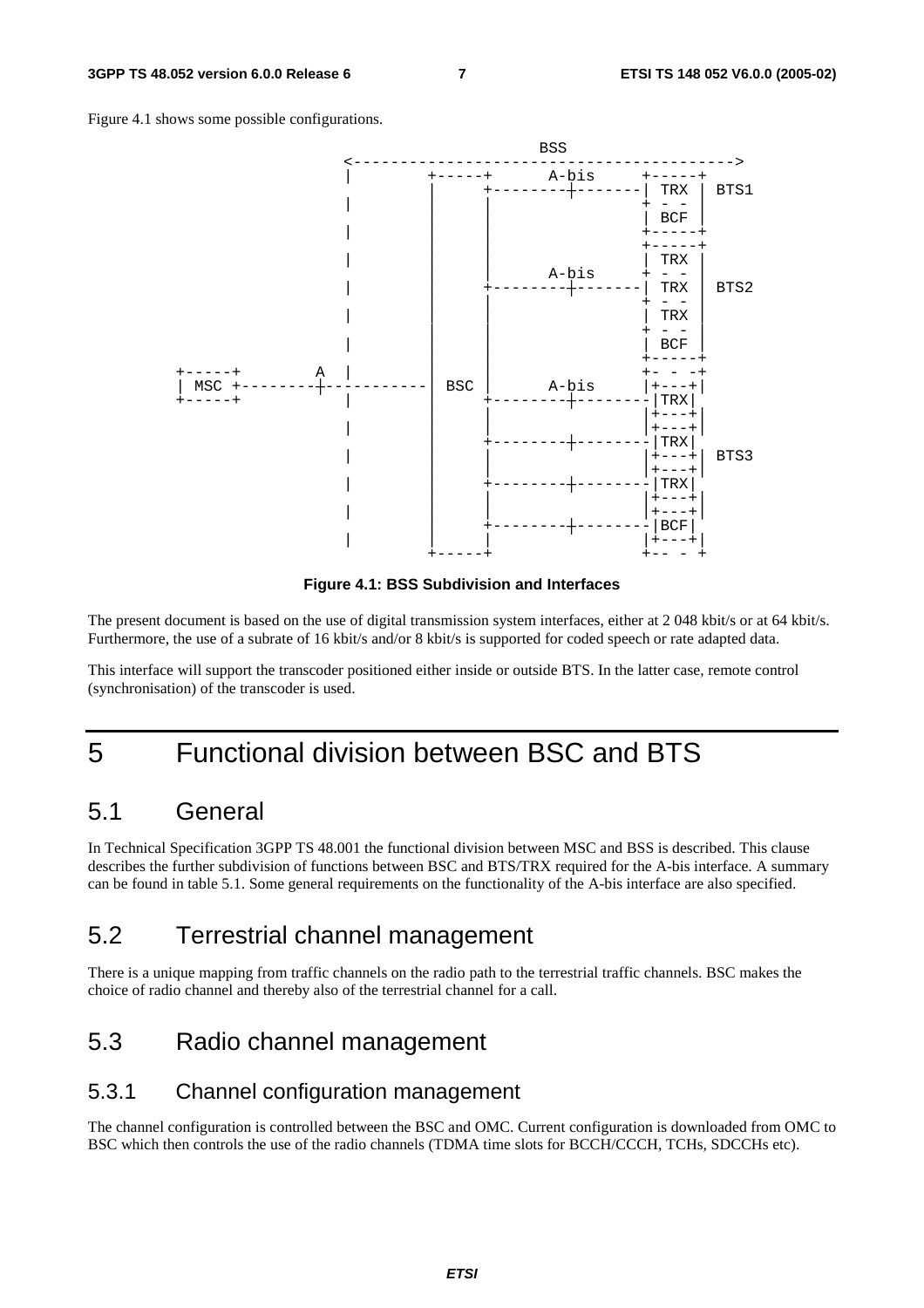Figure 4.1 shows some possible configurations.

```
                                       BSS
                  <----------------------------------------->
                  |        +-----+      A-bis     +-----+
                  |        |     +--------+-------| TRX |  BTS1
                  |        |     |                + - - |
                  |        |     |                | BCF |
                  |        |     |                +-----+
                  |        |     |                +-----+
                  |        |     |                | TRX |
                  |        |     |      A-bis     + - - |
                  |        |     +--------+-------| TRX |  BTS2
                  |        |     |                + - - |
                  |        |     |                | TRX |
                  |        |     |                + - - |
                  |        |     |                | BCF |
                  |        |     |                +-----+
+-----+        A  |        |     |                +- - -+
| MSC +---------+-----------  BSC |      A-bis     |+---+|
+-----+           |        |     +--------+--------|TRX|
                  |        |     |                |+---+|
                  |        |     |                |+---+|
                  |        |     +--------+--------|TRX|
                  |        |     |                |+---+|  BTS3
                  |        |     |                |+---+|
                  |        |     +--------+--------|TRX|
                  |        |     |                |+---+|
                  |        |     |                |+---+|
                  |        |     +--------+--------|BCF|
                  |        |     |                |+---+|
                           +-----+                +-- - +
```

**Figure 4.1: BSS Subdivision and Interfaces**

The present document is based on the use of digital transmission system interfaces, either at 2 048 kbit/s or at 64 kbit/s. Furthermore, the use of a subrate of 16 kbit/s and/or 8 kbit/s is supported for coded speech or rate adapted data.

This interface will support the transcoder positioned either inside or outside BTS. In the latter case, remote control (synchronisation) of the transcoder is used.

# 5 Functional division between BSC and BTS

## 5.1 General

In Technical Specification 3GPP TS 48.001 the functional division between MSC and BSS is described. This clause describes the further subdivision of functions between BSC and BTS/TRX required for the A-bis interface. A summary can be found in table 5.1. Some general requirements on the functionality of the A-bis interface are also specified.

## 5.2 Terrestrial channel management

There is a unique mapping from traffic channels on the radio path to the terrestrial traffic channels. BSC makes the choice of radio channel and thereby also of the terrestrial channel for a call.

## 5.3 Radio channel management

### 5.3.1 Channel configuration management

The channel configuration is controlled between the BSC and OMC. Current configuration is downloaded from OMC to BSC which then controls the use of the radio channels (TDMA time slots for BCCH/CCCH, TCHs, SDCCHs etc).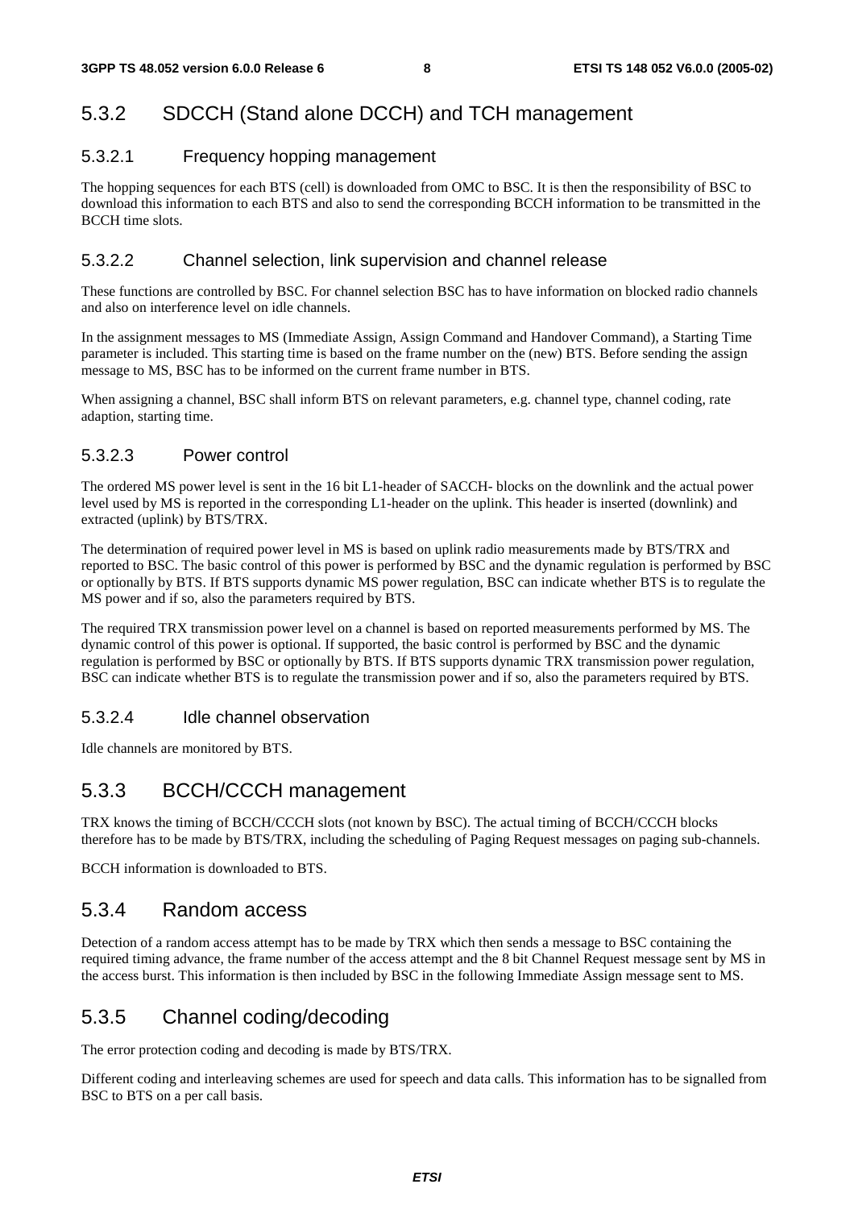### 5.3.2 SDCCH (Stand alone DCCH) and TCH management

#### 5.3.2.1 Frequency hopping management

The hopping sequences for each BTS (cell) is downloaded from OMC to BSC. It is then the responsibility of BSC to download this information to each BTS and also to send the corresponding BCCH information to be transmitted in the BCCH time slots.

#### 5.3.2.2 Channel selection, link supervision and channel release

These functions are controlled by BSC. For channel selection BSC has to have information on blocked radio channels and also on interference level on idle channels.

In the assignment messages to MS (Immediate Assign, Assign Command and Handover Command), a Starting Time parameter is included. This starting time is based on the frame number on the (new) BTS. Before sending the assign message to MS, BSC has to be informed on the current frame number in BTS.

When assigning a channel, BSC shall inform BTS on relevant parameters, e.g. channel type, channel coding, rate adaption, starting time.

#### 5.3.2.3 Power control

The ordered MS power level is sent in the 16 bit L1-header of SACCH- blocks on the downlink and the actual power level used by MS is reported in the corresponding L1-header on the uplink. This header is inserted (downlink) and extracted (uplink) by BTS/TRX.

The determination of required power level in MS is based on uplink radio measurements made by BTS/TRX and reported to BSC. The basic control of this power is performed by BSC and the dynamic regulation is performed by BSC or optionally by BTS. If BTS supports dynamic MS power regulation, BSC can indicate whether BTS is to regulate the MS power and if so, also the parameters required by BTS.

The required TRX transmission power level on a channel is based on reported measurements performed by MS. The dynamic control of this power is optional. If supported, the basic control is performed by BSC and the dynamic regulation is performed by BSC or optionally by BTS. If BTS supports dynamic TRX transmission power regulation, BSC can indicate whether BTS is to regulate the transmission power and if so, also the parameters required by BTS.

#### 5.3.2.4 Idle channel observation

Idle channels are monitored by BTS.

### 5.3.3 BCCH/CCCH management

TRX knows the timing of BCCH/CCCH slots (not known by BSC). The actual timing of BCCH/CCCH blocks therefore has to be made by BTS/TRX, including the scheduling of Paging Request messages on paging sub-channels.

BCCH information is downloaded to BTS.

### 5.3.4 Random access

Detection of a random access attempt has to be made by TRX which then sends a message to BSC containing the required timing advance, the frame number of the access attempt and the 8 bit Channel Request message sent by MS in the access burst. This information is then included by BSC in the following Immediate Assign message sent to MS.

### 5.3.5 Channel coding/decoding

The error protection coding and decoding is made by BTS/TRX.

Different coding and interleaving schemes are used for speech and data calls. This information has to be signalled from BSC to BTS on a per call basis.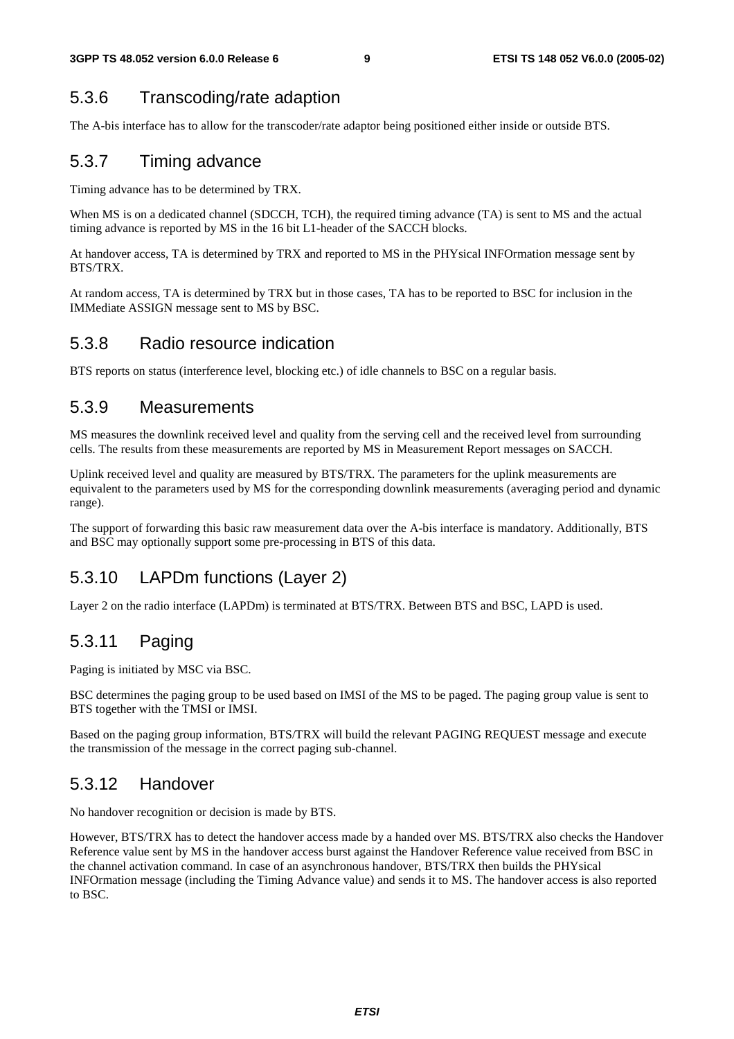### 5.3.6 Transcoding/rate adaption

The A-bis interface has to allow for the transcoder/rate adaptor being positioned either inside or outside BTS.

### 5.3.7 Timing advance

Timing advance has to be determined by TRX.

When MS is on a dedicated channel (SDCCH, TCH), the required timing advance (TA) is sent to MS and the actual timing advance is reported by MS in the 16 bit L1-header of the SACCH blocks.

At handover access, TA is determined by TRX and reported to MS in the PHYsical INFOrmation message sent by BTS/TRX.

At random access, TA is determined by TRX but in those cases, TA has to be reported to BSC for inclusion in the IMMediate ASSIGN message sent to MS by BSC.

### 5.3.8 Radio resource indication

BTS reports on status (interference level, blocking etc.) of idle channels to BSC on a regular basis.

### 5.3.9 Measurements

MS measures the downlink received level and quality from the serving cell and the received level from surrounding cells. The results from these measurements are reported by MS in Measurement Report messages on SACCH.

Uplink received level and quality are measured by BTS/TRX. The parameters for the uplink measurements are equivalent to the parameters used by MS for the corresponding downlink measurements (averaging period and dynamic range).

The support of forwarding this basic raw measurement data over the A-bis interface is mandatory. Additionally, BTS and BSC may optionally support some pre-processing in BTS of this data.

### 5.3.10 LAPDm functions (Layer 2)

Layer 2 on the radio interface (LAPDm) is terminated at BTS/TRX. Between BTS and BSC, LAPD is used.

### 5.3.11 Paging

Paging is initiated by MSC via BSC.

BSC determines the paging group to be used based on IMSI of the MS to be paged. The paging group value is sent to BTS together with the TMSI or IMSI.

Based on the paging group information, BTS/TRX will build the relevant PAGING REQUEST message and execute the transmission of the message in the correct paging sub-channel.

### 5.3.12 Handover

No handover recognition or decision is made by BTS.

However, BTS/TRX has to detect the handover access made by a handed over MS. BTS/TRX also checks the Handover Reference value sent by MS in the handover access burst against the Handover Reference value received from BSC in the channel activation command. In case of an asynchronous handover, BTS/TRX then builds the PHYsical INFOrmation message (including the Timing Advance value) and sends it to MS. The handover access is also reported to BSC.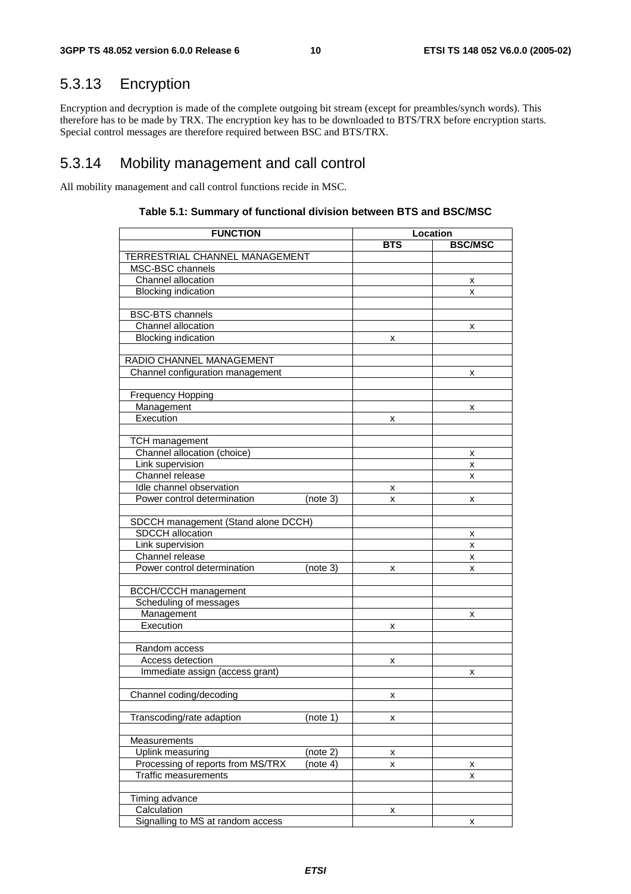### 5.3.13 Encryption

Encryption and decryption is made of the complete outgoing bit stream (except for preambles/synch words). This therefore has to be made by TRX. The encryption key has to be downloaded to BTS/TRX before encryption starts. Special control messages are therefore required between BSC and BTS/TRX.

### 5.3.14 Mobility management and call control

All mobility management and call control functions recide in MSC.

**Table 5.1: Summary of functional division between BTS and BSC/MSC**

| FUNCTION | | Location | |
|---|---|---|---|
| | | BTS | BSC/MSC |
| TERRESTRIAL CHANNEL MANAGEMENT | | | |
| MSC-BSC channels | | | |
| Channel allocation | | | x |
| Blocking indication | | | x |
| | | | |
| BSC-BTS channels | | | |
| Channel allocation | | | x |
| Blocking indication | | x | |
| | | | |
| RADIO CHANNEL MANAGEMENT | | | |
| Channel configuration management | | | x |
| | | | |
| Frequency Hopping | | | |
| Management | | | x |
| Execution | | x | |
| | | | |
| TCH management | | | |
| Channel allocation (choice) | | | x |
| Link supervision | | | x |
| Channel release | | | x |
| Idle channel observation | | x | |
| Power control determination | (note 3) | x | x |
| | | | |
| SDCCH management (Stand alone DCCH) | | | |
| SDCCH allocation | | | x |
| Link supervision | | | x |
| Channel release | | | x |
| Power control determination | (note 3) | x | x |
| | | | |
| BCCH/CCCH management | | | |
| Scheduling of messages | | | |
| Management | | | x |
| Execution | | x | |
| | | | |
| Random access | | | |
| Access detection | | x | |
| Immediate assign (access grant) | | | x |
| | | | |
| Channel coding/decoding | | x | |
| | | | |
| Transcoding/rate adaption | (note 1) | x | |
| | | | |
| Measurements | | | |
| Uplink measuring | (note 2) | x | |
| Processing of reports from MS/TRX | (note 4) | x | x |
| Traffic measurements | | | x |
| | | | |
| Timing advance | | | |
| Calculation | | x | |
| Signalling to MS at random access | | | x |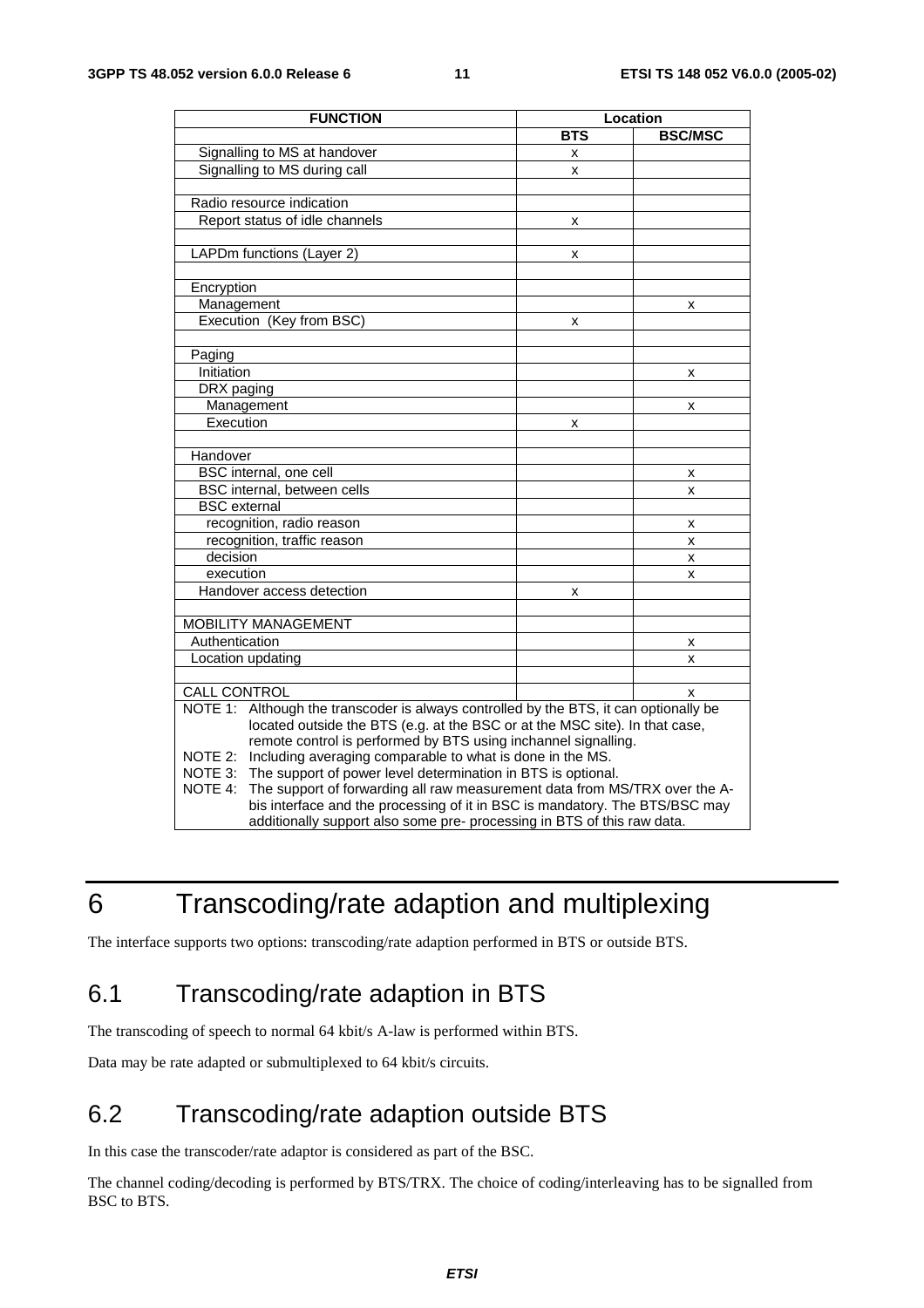| FUNCTION | Location | |
|---|---|---|
| | BTS | BSC/MSC |
| Signalling to MS at handover | x | |
| Signalling to MS during call | x | |
| | | |
| Radio resource indication | | |
| Report status of idle channels | x | |
| | | |
| LAPDm functions (Layer 2) | x | |
| | | |
| Encryption | | |
| Management | | x |
| Execution (Key from BSC) | x | |
| | | |
| Paging | | |
| Initiation | | x |
| DRX paging | | |
| Management | | x |
| Execution | x | |
| | | |
| Handover | | |
| BSC internal, one cell | | x |
| BSC internal, between cells | | x |
| BSC external | | |
| recognition, radio reason | | x |
| recognition, traffic reason | | x |
| decision | | x |
| execution | | x |
| Handover access detection | x | |
| | | |
| MOBILITY MANAGEMENT | | |
| Authentication | | x |
| Location updating | | x |
| | | |
| CALL CONTROL | | x |

NOTE 1: Although the transcoder is always controlled by the BTS, it can optionally be located outside the BTS (e.g. at the BSC or at the MSC site). In that case, remote control is performed by BTS using inchannel signalling.

NOTE 2: Including averaging comparable to what is done in the MS.

NOTE 3: The support of power level determination in BTS is optional.

NOTE 4: The support of forwarding all raw measurement data from MS/TRX over the A-bis interface and the processing of it in BSC is mandatory. The BTS/BSC may additionally support also some pre- processing in BTS of this raw data.

# 6 Transcoding/rate adaption and multiplexing

The interface supports two options: transcoding/rate adaption performed in BTS or outside BTS.

## 6.1 Transcoding/rate adaption in BTS

The transcoding of speech to normal 64 kbit/s A-law is performed within BTS.

Data may be rate adapted or submultiplexed to 64 kbit/s circuits.

## 6.2 Transcoding/rate adaption outside BTS

In this case the transcoder/rate adaptor is considered as part of the BSC.

The channel coding/decoding is performed by BTS/TRX. The choice of coding/interleaving has to be signalled from BSC to BTS.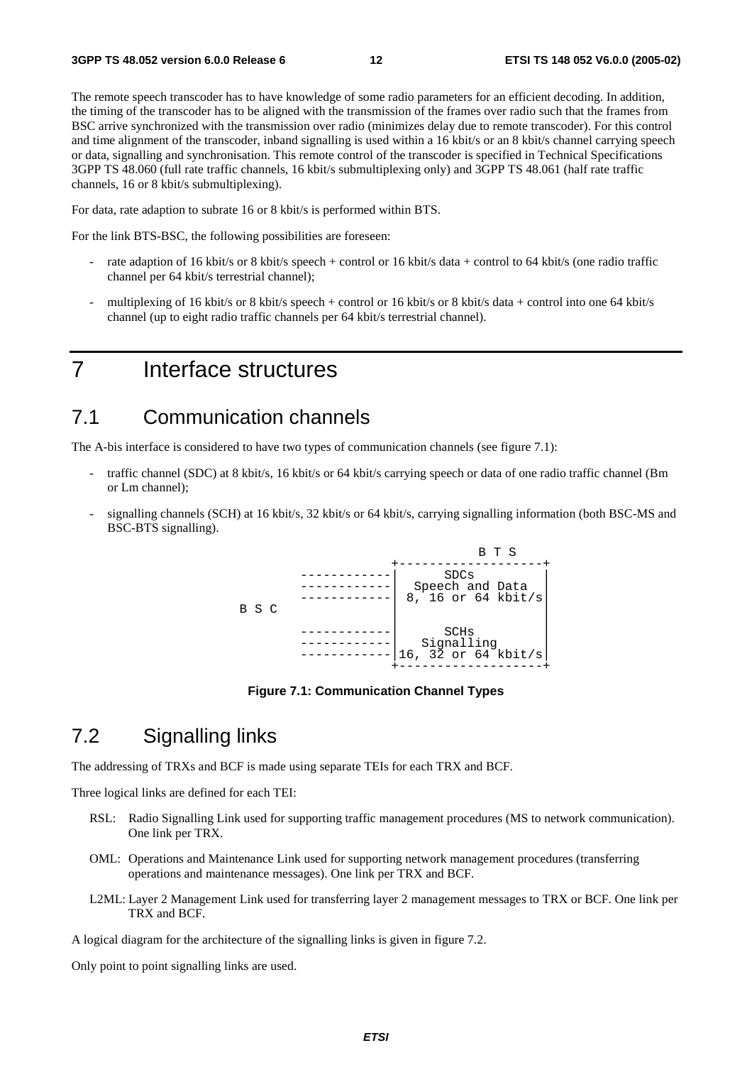The remote speech transcoder has to have knowledge of some radio parameters for an efficient decoding. In addition, the timing of the transcoder has to be aligned with the transmission of the frames over radio such that the frames from BSC arrive synchronized with the transmission over radio (minimizes delay due to remote transcoder). For this control and time alignment of the transcoder, inband signalling is used within a 16 kbit/s or an 8 kbit/s channel carrying speech or data, signalling and synchronisation. This remote control of the transcoder is specified in Technical Specifications 3GPP TS 48.060 (full rate traffic channels, 16 kbit/s submultiplexing only) and 3GPP TS 48.061 (half rate traffic channels, 16 or 8 kbit/s submultiplexing).

For data, rate adaption to subrate 16 or 8 kbit/s is performed within BTS.

For the link BTS-BSC, the following possibilities are foreseen:

- rate adaption of 16 kbit/s or 8 kbit/s speech + control or 16 kbit/s data + control to 64 kbit/s (one radio traffic channel per 64 kbit/s terrestrial channel);
- multiplexing of 16 kbit/s or 8 kbit/s speech + control or 16 kbit/s or 8 kbit/s data + control into one 64 kbit/s channel (up to eight radio traffic channels per 64 kbit/s terrestrial channel).

# 7 Interface structures

## 7.1 Communication channels

The A-bis interface is considered to have two types of communication channels (see figure 7.1):

- traffic channel (SDC) at 8 kbit/s, 16 kbit/s or 64 kbit/s carrying speech or data of one radio traffic channel (Bm or Lm channel);
- signalling channels (SCH) at 16 kbit/s, 32 kbit/s or 64 kbit/s, carrying signalling information (both BSC-MS and BSC-BTS signalling).

```
                                 B T S
                      +-------------------+
         ------------|       SDCs         |
         ------------|   Speech and Data  |
         ------------|  8, 16 or 64 kbit/s|
B S C                |                    |
                     |                    |
         ------------|       SCHs         |
         ------------|    Signalling      |
         ------------|16, 32 or 64 kbit/s |
                      +-------------------+
```

**Figure 7.1: Communication Channel Types**

## 7.2 Signalling links

The addressing of TRXs and BCF is made using separate TEIs for each TRX and BCF.

Three logical links are defined for each TEI:

RSL: Radio Signalling Link used for supporting traffic management procedures (MS to network communication). One link per TRX.

OML: Operations and Maintenance Link used for supporting network management procedures (transferring operations and maintenance messages). One link per TRX and BCF.

L2ML: Layer 2 Management Link used for transferring layer 2 management messages to TRX or BCF. One link per TRX and BCF.

A logical diagram for the architecture of the signalling links is given in figure 7.2.

Only point to point signalling links are used.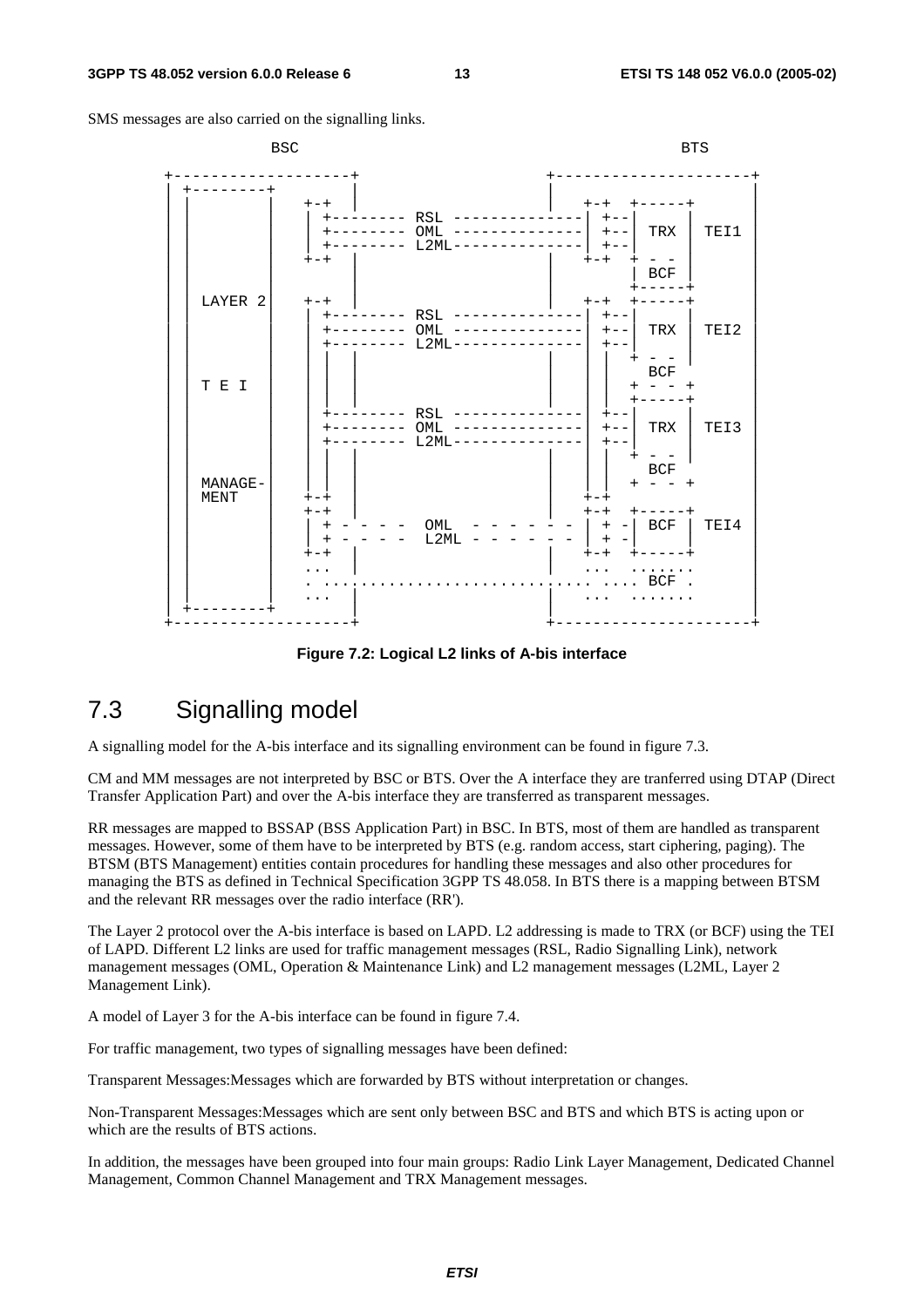SMS messages are also carried on the signalling links.

```
              BSC                                                   BTS

    +-------------------+                      +---------------------+
    | +---------+       |                      |                     |
    | |         |  +-+  |                      |  +-+  +-----+       |
    | |         |  | +-------- RSL --------------| +--|     |       |
    | |         |  | +-------- OML --------------| +--| TRX | TEI1  |
    | |         |  | +-------- L2ML--------------| +--|     |       |
    | |         |  +-+  |                      |  +-+  + - -       |
    | |         |       |                      |       | BCF |       |
    | |         |       |                      |       +-----+       |
    | | LAYER 2 |  +-+  |                      |  +-+  +-----+       |
    | |         |  | +-------- RSL --------------| +--|     |       |
    | |         |  | +-------- OML --------------|  +--| TRX | TEI2  |
    | |         |  | +-------- L2ML--------------|  +--|     |       |
    | |         |  | |  |                      |  |   + - -  |       |
    | |         |  | |  |                      |  |     BCF          |
    | | T E I   |  | |  |                      |  |   + - - +        |
    | |         |  | |  |                      |  |   +-----+        |
    | |         |  | +-------- RSL --------------|  +--|     |       |
    | |         |  | +-------- OML --------------|  +--| TRX | TEI3  |
    | |         |  | +-------- L2ML--------------|  +--|     |       |
    | |         |  | |  |                      |  |   + - -  |       |
    | |         |  | |  |                      |  |     BCF          |
    | | MANAGE- |  | |  |                      |  |   + - - +        |
    | | MENT    |  +-+  |                      |  +-+                |
    | |         |  +-+  |                      |  +-+  +-----+       |
    | |         |  | + - - - -  OML  - - - - - - | + -| BCF | TEI4  |
    | |         |  | + - - - -  L2ML - - - - - - | + -|     |       |
    | |         |  +-+  |                      |  +-+  +-----+       |
    | |         |  ...  |                      |  ...  .......       |
    | |         |  . ........................... .... BCF .         |
    | |         |  ...  |                      |  ...  .......       |
    | +---------+       |                      |                     |
    +-------------------+                      +---------------------+
```

**Figure 7.2: Logical L2 links of A-bis interface**

## 7.3 Signalling model

A signalling model for the A-bis interface and its signalling environment can be found in figure 7.3.

CM and MM messages are not interpreted by BSC or BTS. Over the A interface they are tranferred using DTAP (Direct Transfer Application Part) and over the A-bis interface they are transferred as transparent messages.

RR messages are mapped to BSSAP (BSS Application Part) in BSC. In BTS, most of them are handled as transparent messages. However, some of them have to be interpreted by BTS (e.g. random access, start ciphering, paging). The BTSM (BTS Management) entities contain procedures for handling these messages and also other procedures for managing the BTS as defined in Technical Specification 3GPP TS 48.058. In BTS there is a mapping between BTSM and the relevant RR messages over the radio interface (RR').

The Layer 2 protocol over the A-bis interface is based on LAPD. L2 addressing is made to TRX (or BCF) using the TEI of LAPD. Different L2 links are used for traffic management messages (RSL, Radio Signalling Link), network management messages (OML, Operation & Maintenance Link) and L2 management messages (L2ML, Layer 2 Management Link).

A model of Layer 3 for the A-bis interface can be found in figure 7.4.

For traffic management, two types of signalling messages have been defined:

Transparent Messages:Messages which are forwarded by BTS without interpretation or changes.

Non-Transparent Messages:Messages which are sent only between BSC and BTS and which BTS is acting upon or which are the results of BTS actions.

In addition, the messages have been grouped into four main groups: Radio Link Layer Management, Dedicated Channel Management, Common Channel Management and TRX Management messages.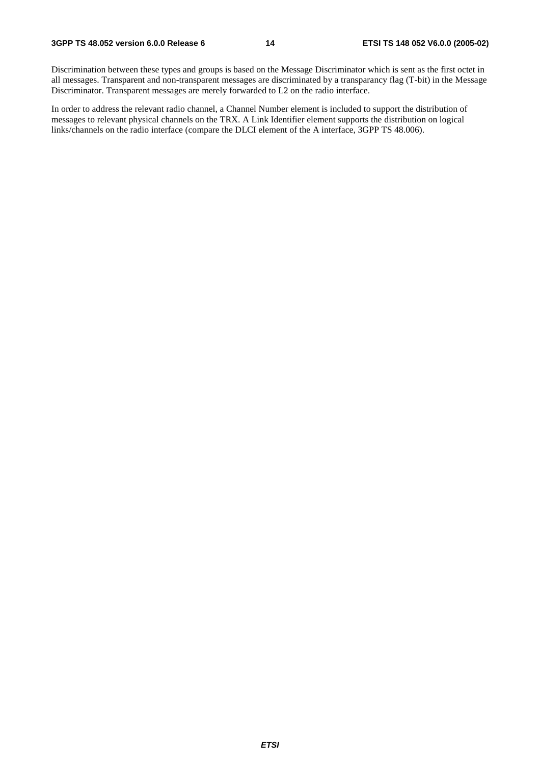Discrimination between these types and groups is based on the Message Discriminator which is sent as the first octet in all messages. Transparent and non-transparent messages are discriminated by a transparancy flag (T-bit) in the Message Discriminator. Transparent messages are merely forwarded to L2 on the radio interface.

In order to address the relevant radio channel, a Channel Number element is included to support the distribution of messages to relevant physical channels on the TRX. A Link Identifier element supports the distribution on logical links/channels on the radio interface (compare the DLCI element of the A interface, 3GPP TS 48.006).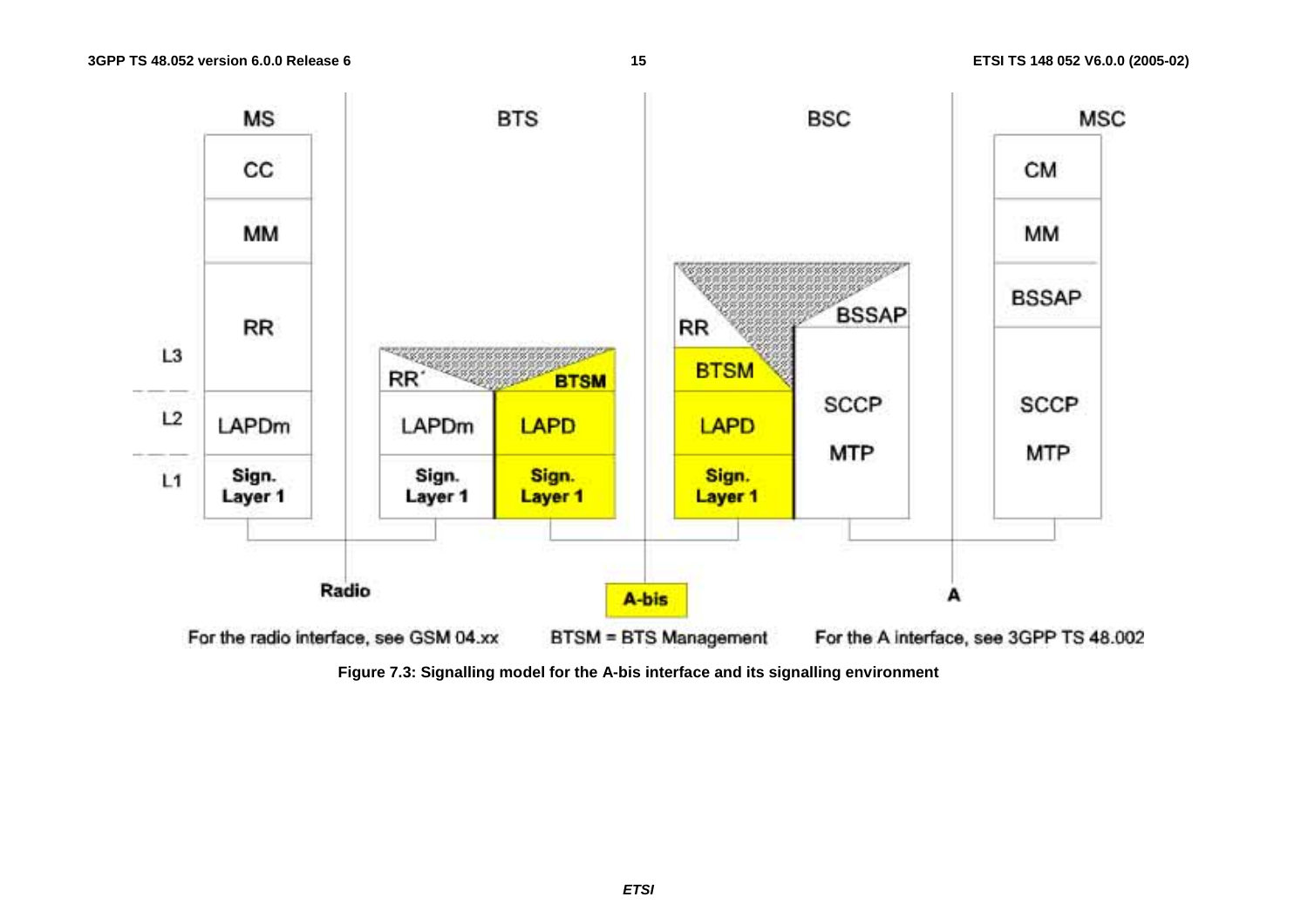| | MS | BTS | | BSC | | MSC |
|---|---|---|---|---|---|---|
| L3 | CC | | | | | CM |
| | MM | | | | | MM |
| | RR | RR' | BTSM | RR / BTSM | BSSAP | BSSAP |
| L2 | LAPDm | LAPDm | LAPD | LAPD | SCCP | SCCP |
| L1 | Sign. Layer 1 | Sign. Layer 1 | Sign. Layer 1 | Sign. Layer 1 | MTP | MTP |

Interfaces: Radio (MS–BTS), A-bis (BTS–BSC), A (BSC–MSC)

For the radio interface, see GSM 04.xx

BTSM = BTS Management

For the A interface, see 3GPP TS 48.002

**Figure 7.3: Signalling model for the A-bis interface and its signalling environment**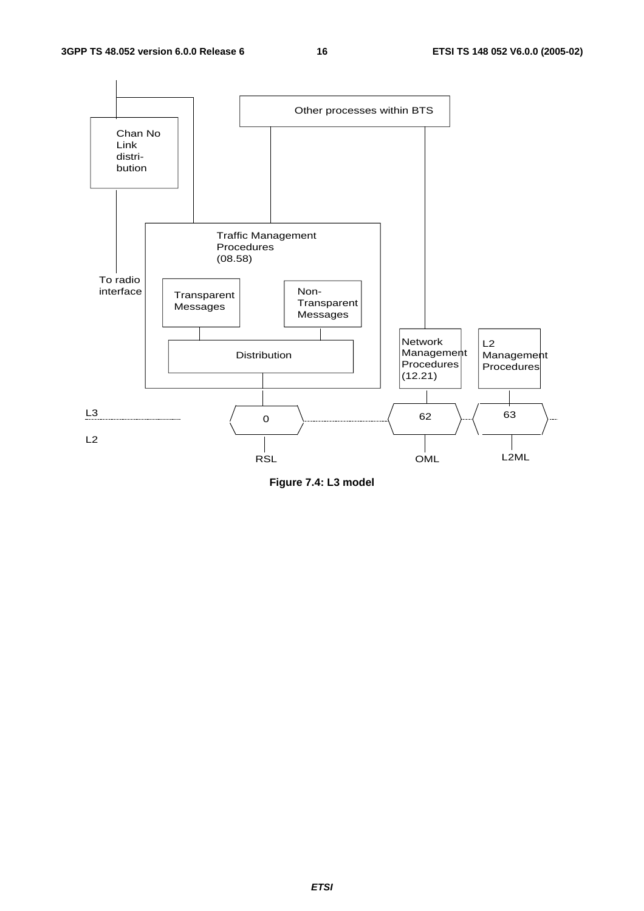**Figure 7.4: L3 model**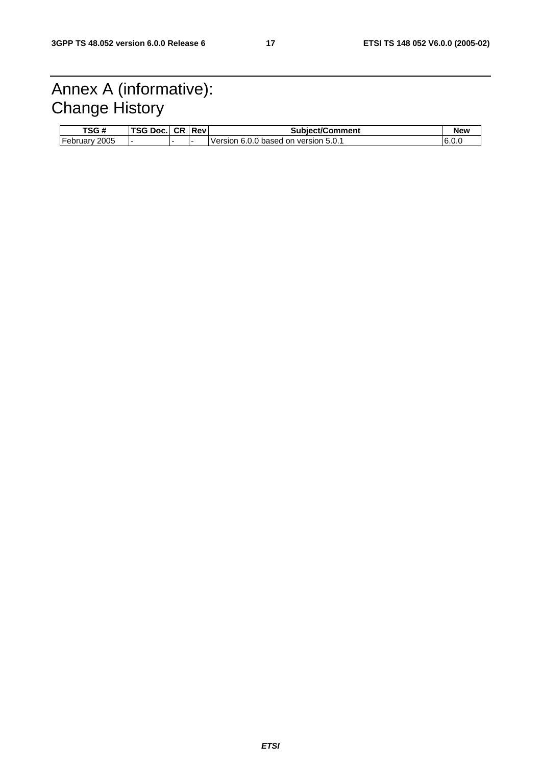# Annex A (informative): Change History

| TSG # | TSG Doc. | CR | Rev | Subject/Comment | New |
|---|---|---|---|---|---|
| February 2005 | - | - | - | Version 6.0.0 based on version 5.0.1 | 6.0.0 |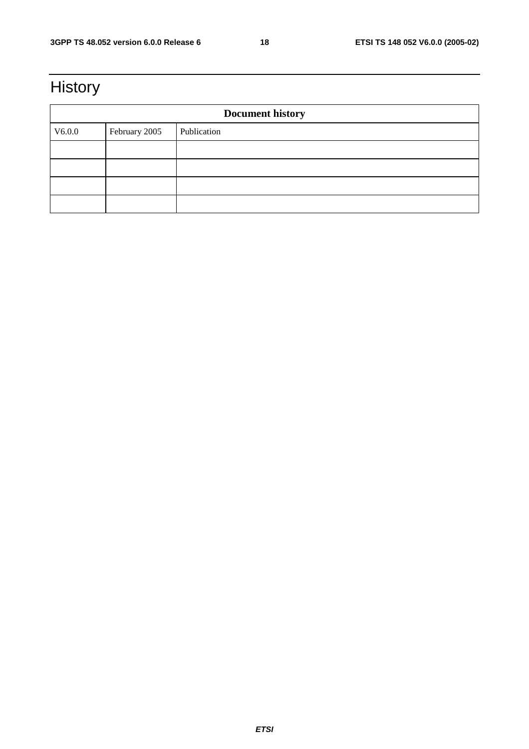# History

| Document history | | |
|---|---|---|
| V6.0.0 | February 2005 | Publication |
| | | |
| | | |
| | | |
| | | |